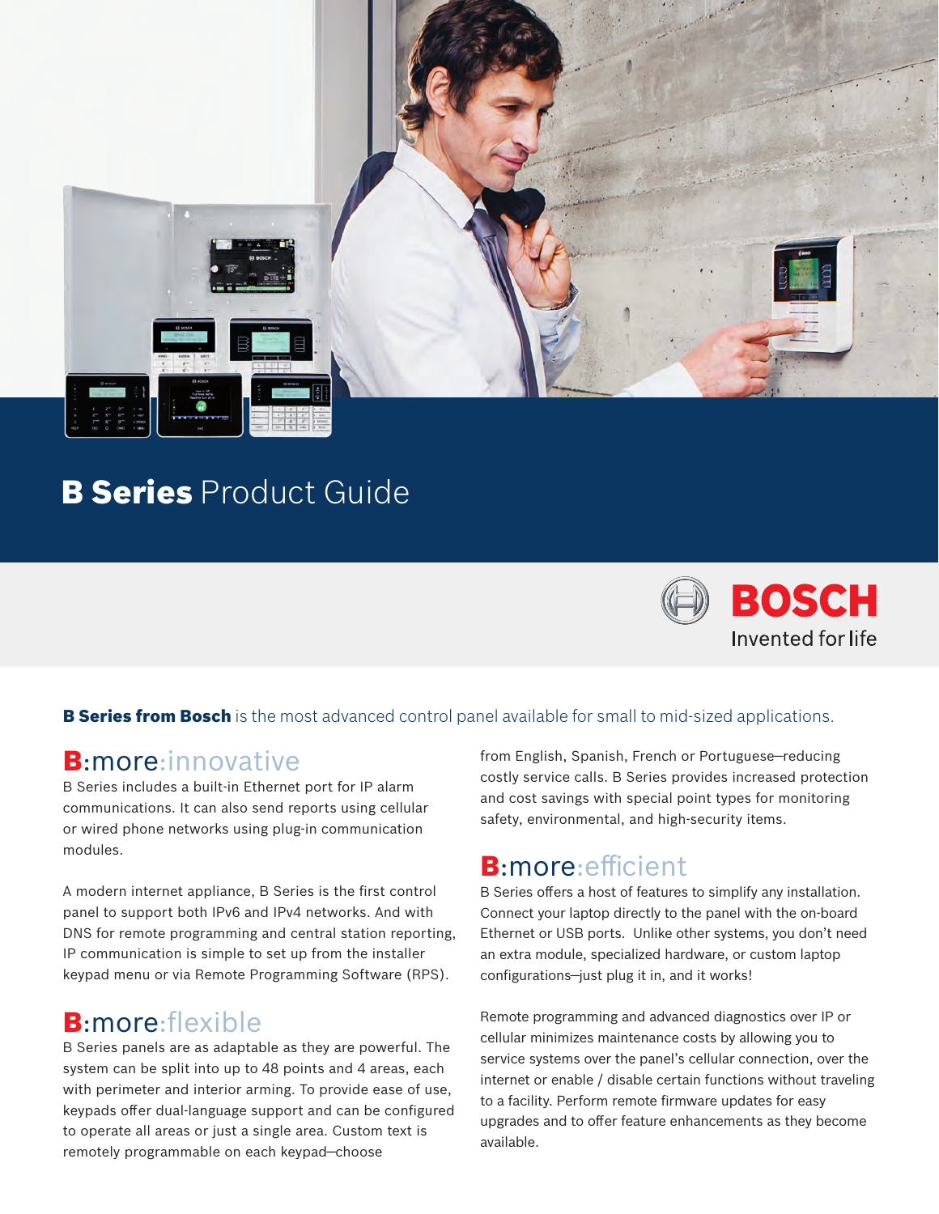# **B Series** Product Guide

BOSCH
Invented for life

**B Series from Bosch** is the most advanced control panel available for small to mid-sized applications.

## B:more:innovative

B Series includes a built-in Ethernet port for IP alarm communications. It can also send reports using cellular or wired phone networks using plug-in communication modules.

A modern internet appliance, B Series is the first control panel to support both IPv6 and IPv4 networks. And with DNS for remote programming and central station reporting, IP communication is simple to set up from the installer keypad menu or via Remote Programming Software (RPS).

## B:more:flexible

B Series panels are as adaptable as they are powerful. The system can be split into up to 48 points and 4 areas, each with perimeter and interior arming. To provide ease of use, keypads offer dual-language support and can be configured to operate all areas or just a single area. Custom text is remotely programmable on each keypad—choose from English, Spanish, French or Portuguese—reducing costly service calls. B Series provides increased protection and cost savings with special point types for monitoring safety, environmental, and high-security items.

## B:more:efficient

B Series offers a host of features to simplify any installation. Connect your laptop directly to the panel with the on-board Ethernet or USB ports. Unlike other systems, you don't need an extra module, specialized hardware, or custom laptop configurations—just plug it in, and it works!

Remote programming and advanced diagnostics over IP or cellular minimizes maintenance costs by allowing you to service systems over the panel's cellular connection, over the internet or enable / disable certain functions without traveling to a facility. Perform remote firmware updates for easy upgrades and to offer feature enhancements as they become available.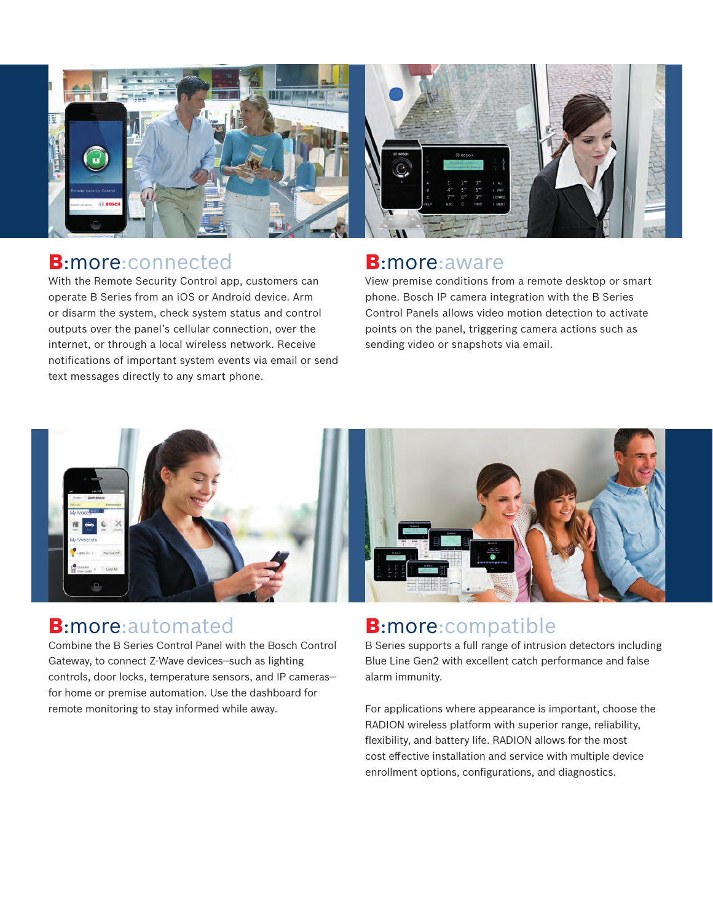## B:more:connected

With the Remote Security Control app, customers can operate B Series from an iOS or Android device. Arm or disarm the system, check system status and control outputs over the panel's cellular connection, over the internet, or through a local wireless network. Receive notifications of important system events via email or send text messages directly to any smart phone.

## B:more:aware

View premise conditions from a remote desktop or smart phone. Bosch IP camera integration with the B Series Control Panels allows video motion detection to activate points on the panel, triggering camera actions such as sending video or snapshots via email.

## B:more:automated

Combine the B Series Control Panel with the Bosch Control Gateway, to connect Z-Wave devices—such as lighting controls, door locks, temperature sensors, and IP cameras—for home or premise automation. Use the dashboard for remote monitoring to stay informed while away.

## B:more:compatible

B Series supports a full range of intrusion detectors including Blue Line Gen2 with excellent catch performance and false alarm immunity.

For applications where appearance is important, choose the RADION wireless platform with superior range, reliability, flexibility, and battery life. RADION allows for the most cost effective installation and service with multiple device enrollment options, configurations, and diagnostics.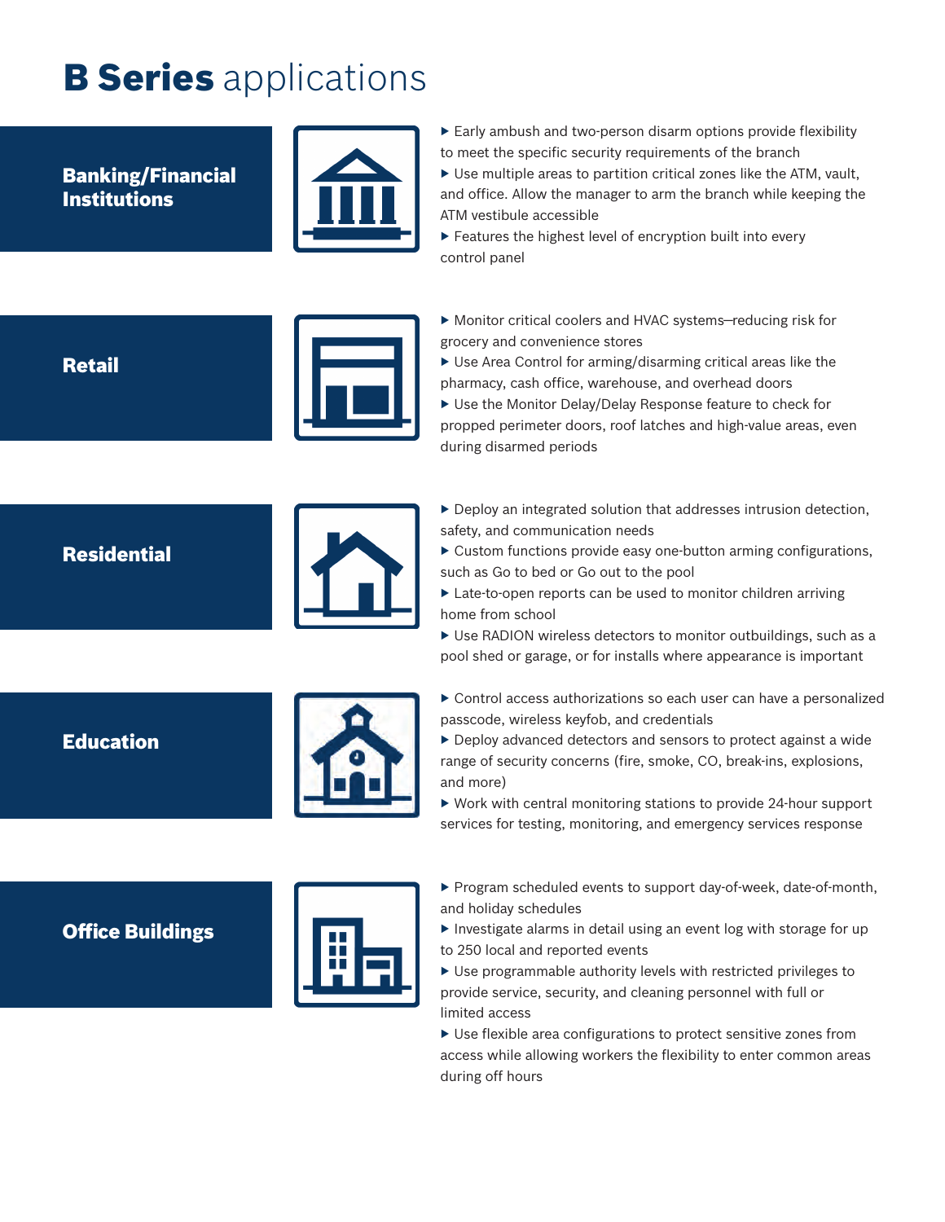# **B Series** applications

## Banking/Financial Institutions

- Early ambush and two-person disarm options provide flexibility to meet the specific security requirements of the branch
- Use multiple areas to partition critical zones like the ATM, vault, and office. Allow the manager to arm the branch while keeping the ATM vestibule accessible
- Features the highest level of encryption built into every control panel

## Retail

- Monitor critical coolers and HVAC systems—reducing risk for grocery and convenience stores
- Use Area Control for arming/disarming critical areas like the pharmacy, cash office, warehouse, and overhead doors
- Use the Monitor Delay/Delay Response feature to check for propped perimeter doors, roof latches and high-value areas, even during disarmed periods

## Residential

- Deploy an integrated solution that addresses intrusion detection, safety, and communication needs
- Custom functions provide easy one-button arming configurations, such as Go to bed or Go out to the pool
- Late-to-open reports can be used to monitor children arriving home from school
- Use RADION wireless detectors to monitor outbuildings, such as a pool shed or garage, or for installs where appearance is important

## Education

- Control access authorizations so each user can have a personalized passcode, wireless keyfob, and credentials
- Deploy advanced detectors and sensors to protect against a wide range of security concerns (fire, smoke, CO, break-ins, explosions, and more)
- Work with central monitoring stations to provide 24-hour support services for testing, monitoring, and emergency services response

## Office Buildings

- Program scheduled events to support day-of-week, date-of-month, and holiday schedules
- Investigate alarms in detail using an event log with storage for up to 250 local and reported events
- Use programmable authority levels with restricted privileges to provide service, security, and cleaning personnel with full or limited access
- Use flexible area configurations to protect sensitive zones from access while allowing workers the flexibility to enter common areas during off hours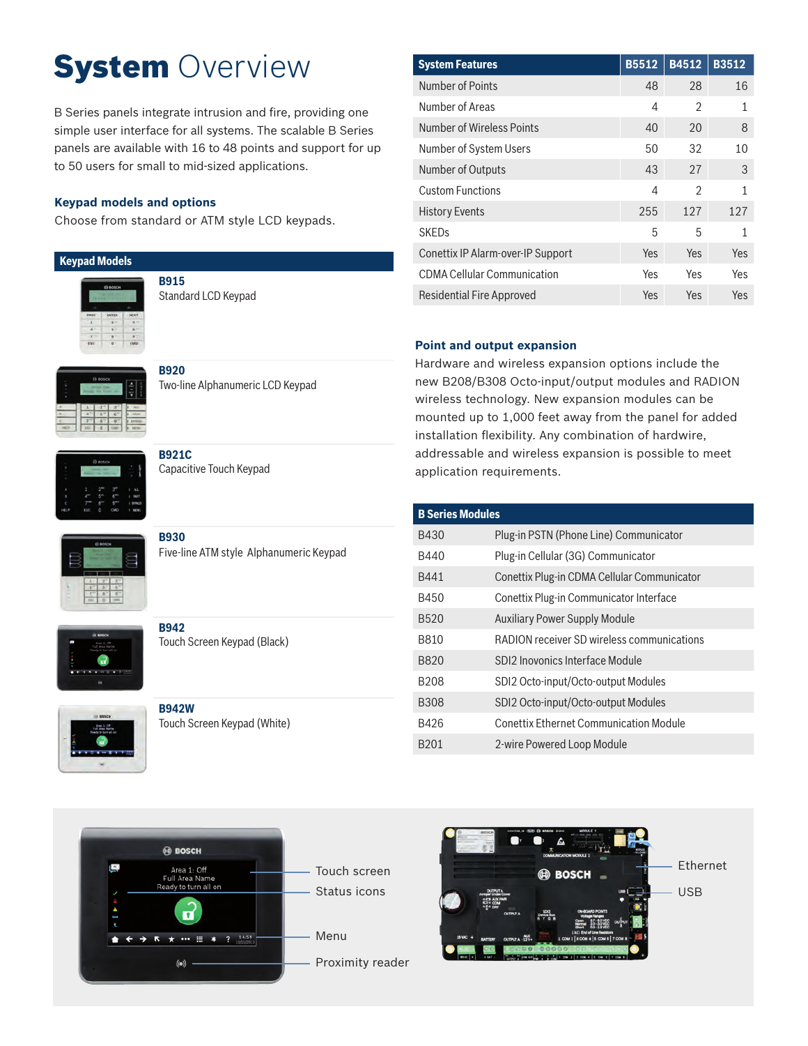# **System** Overview

B Series panels integrate intrusion and fire, providing one simple user interface for all systems. The scalable B Series panels are available with 16 to 48 points and support for up to 50 users for small to mid-sized applications.

### Keypad models and options

Choose from standard or ATM style LCD keypads.

| Keypad Models | |
|---|---|
| **B915** | Standard LCD Keypad |
| **B920** | Two-line Alphanumeric LCD Keypad |
| **B921C** | Capacitive Touch Keypad |
| **B930** | Five-line ATM style Alphanumeric Keypad |
| **B942** | Touch Screen Keypad (Black) |
| **B942W** | Touch Screen Keypad (White) |

| System Features | B5512 | B4512 | B3512 |
|---|---|---|---|
| Number of Points | 48 | 28 | 16 |
| Number of Areas | 4 | 2 | 1 |
| Number of Wireless Points | 40 | 20 | 8 |
| Number of System Users | 50 | 32 | 10 |
| Number of Outputs | 43 | 27 | 3 |
| Custom Functions | 4 | 2 | 1 |
| History Events | 255 | 127 | 127 |
| SKEDs | 5 | 5 | 1 |
| Conettix IP Alarm-over-IP Support | Yes | Yes | Yes |
| CDMA Cellular Communication | Yes | Yes | Yes |
| Residential Fire Approved | Yes | Yes | Yes |

### Point and output expansion

Hardware and wireless expansion options include the new B208/B308 Octo-input/output modules and RADION wireless technology. New expansion modules can be mounted up to 1,000 feet away from the panel for added installation flexibility. Any combination of hardware, addressable and wireless expansion is possible to meet application requirements.

| B Series Modules | |
|---|---|
| B430 | Plug-in PSTN (Phone Line) Communicator |
| B440 | Plug-in Cellular (3G) Communicator |
| B441 | Conettix Plug-in CDMA Cellular Communicator |
| B450 | Conettix Plug-in Communicator Interface |
| B520 | Auxiliary Power Supply Module |
| B810 | RADION receiver SD wireless communications |
| B820 | SDI2 Inovonics Interface Module |
| B208 | SDI2 Octo-input/Octo-output Modules |
| B308 | SDI2 Octo-input/Octo-output Modules |
| B426 | Conettix Ethernet Communication Module |
| B201 | 2-wire Powered Loop Module |

Touch screen
Status icons
Menu
Proximity reader

Ethernet
USB